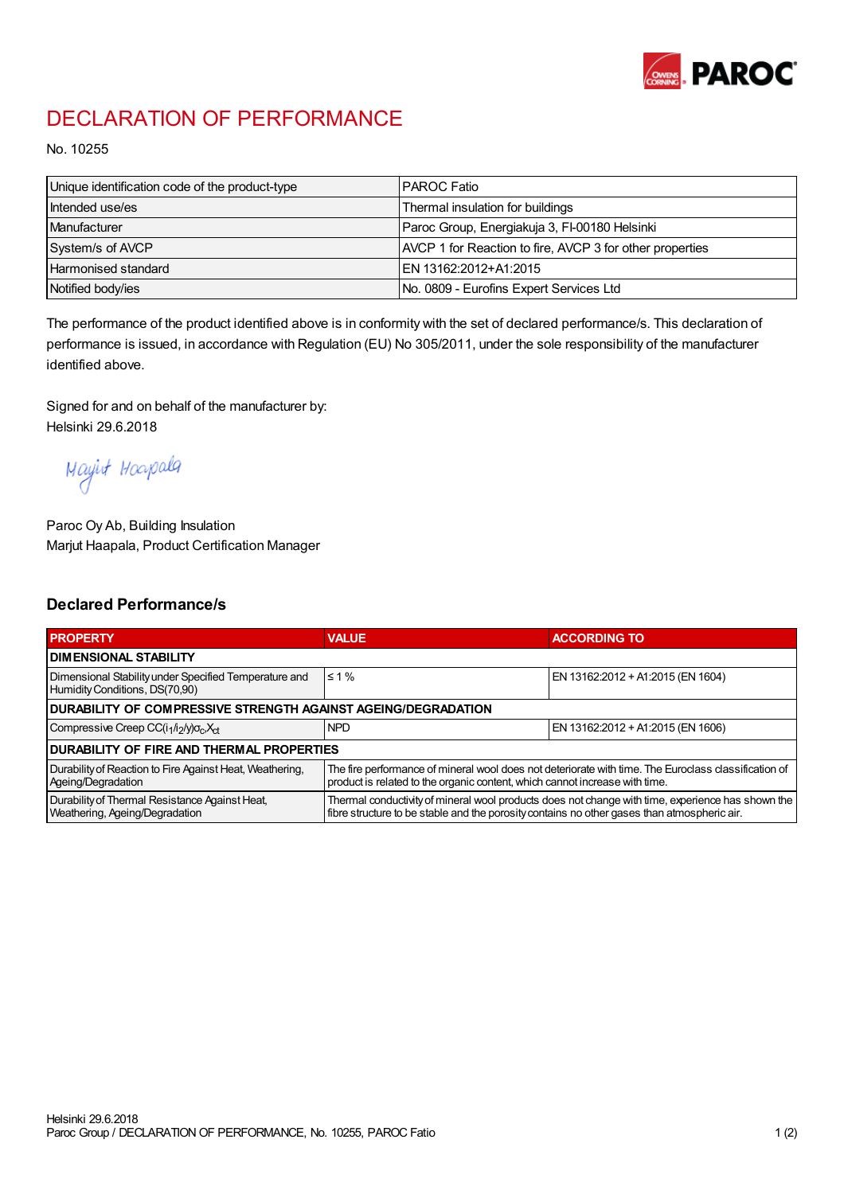# DECLARATION OF PERFORMANCE

No. 10255

| Unique identification code of the product-type | PAROC Fatio |
|---|---|
| Intended use/es | Thermal insulation for buildings |
| Manufacturer | Paroc Group, Energiakuja 3, FI-00180 Helsinki |
| System/s of AVCP | AVCP 1 for Reaction to fire, AVCP 3 for other properties |
| Harmonised standard | EN 13162:2012+A1:2015 |
| Notified body/ies | No. 0809 - Eurofins Expert Services Ltd |

The performance of the product identified above is in conformity with the set of declared performance/s. This declaration of performance is issued, in accordance with Regulation (EU) No 305/2011, under the sole responsibility of the manufacturer identified above.

Signed for and on behalf of the manufacturer by:
Helsinki 29.6.2018

Marjut Haapala

Paroc Oy Ab, Building Insulation
Marjut Haapala, Product Certification Manager

## Declared Performance/s

| PROPERTY | VALUE | ACCORDING TO |
|---|---|---|
| **DIMENSIONAL STABILITY** | | |
| Dimensional Stability under Specified Temperature and Humidity Conditions, DS(70,90) | ≤ 1 % | EN 13162:2012 + A1:2015 (EN 1604) |
| **DURABILITY OF COMPRESSIVE STRENGTH AGAINST AGEING/DEGRADATION** | | |
| Compressive Creep $CC(i_1/i_2/y)\sigma_c X_{ct}$ | NPD | EN 13162:2012 + A1:2015 (EN 1606) |
| **DURABILITY OF FIRE AND THERMAL PROPERTIES** | | |
| Durability of Reaction to Fire Against Heat, Weathering, Ageing/Degradation | The fire performance of mineral wool does not deteriorate with time. The Euroclass classification of product is related to the organic content, which cannot increase with time. | |
| Durability of Thermal Resistance Against Heat, Weathering, Ageing/Degradation | Thermal conductivity of mineral wool products does not change with time, experience has shown the fibre structure to be stable and the porosity contains no other gases than atmospheric air. | |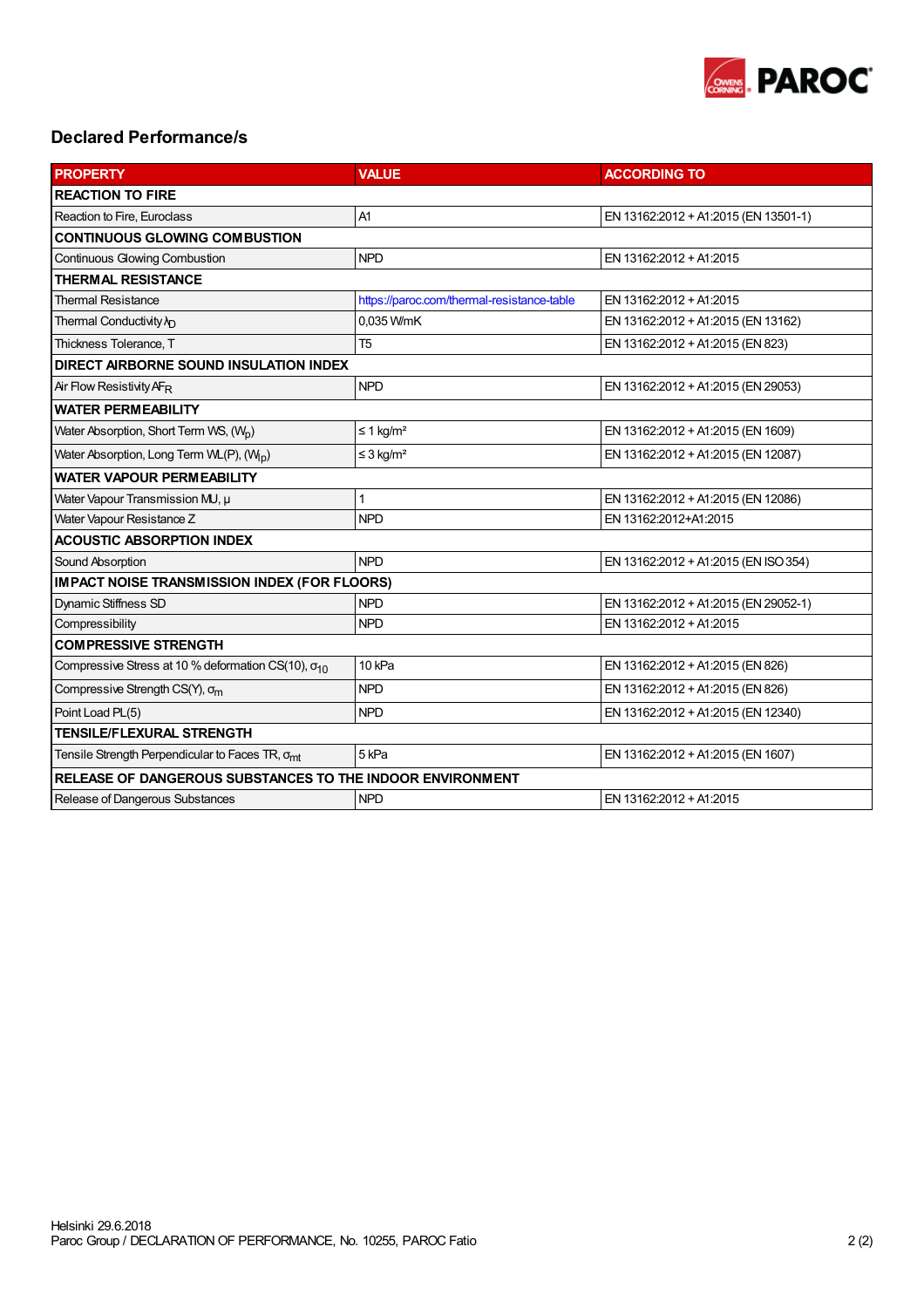## Declared Performance/s

| PROPERTY | VALUE | ACCORDING TO |
|---|---|---|
| **REACTION TO FIRE** | | |
| Reaction to Fire, Euroclass | A1 | EN 13162:2012 + A1:2015 (EN 13501-1) |
| **CONTINUOUS GLOWING COMBUSTION** | | |
| Continuous Glowing Combustion | NPD | EN 13162:2012 + A1:2015 |
| **THERMAL RESISTANCE** | | |
| Thermal Resistance | https://paroc.com/thermal-resistance-table | EN 13162:2012 + A1:2015 |
| Thermal Conductivity $\lambda_D$ | 0,035 W/mK | EN 13162:2012 + A1:2015 (EN 13162) |
| Thickness Tolerance, T | T5 | EN 13162:2012 + A1:2015 (EN 823) |
| **DIRECT AIRBORNE SOUND INSULATION INDEX** | | |
| Air Flow Resistivity $AF_R$ | NPD | EN 13162:2012 + A1:2015 (EN 29053) |
| **WATER PERMEABILITY** | | |
| Water Absorption, Short Term WS, ($W_p$) | ≤ 1 kg/m² | EN 13162:2012 + A1:2015 (EN 1609) |
| Water Absorption, Long Term WL(P), ($W_{lp}$) | ≤ 3 kg/m² | EN 13162:2012 + A1:2015 (EN 12087) |
| **WATER VAPOUR PERMEABILITY** | | |
| Water Vapour Transmission MU, µ | 1 | EN 13162:2012 + A1:2015 (EN 12086) |
| Water Vapour Resistance Z | NPD | EN 13162:2012+A1:2015 |
| **ACOUSTIC ABSORPTION INDEX** | | |
| Sound Absorption | NPD | EN 13162:2012 + A1:2015 (EN ISO 354) |
| **IMPACT NOISE TRANSMISSION INDEX (FOR FLOORS)** | | |
| Dynamic Stiffness SD | NPD | EN 13162:2012 + A1:2015 (EN 29052-1) |
| Compressibility | NPD | EN 13162:2012 + A1:2015 |
| **COMPRESSIVE STRENGTH** | | |
| Compressive Stress at 10 % deformation CS(10), $\sigma_{10}$ | 10 kPa | EN 13162:2012 + A1:2015 (EN 826) |
| Compressive Strength CS(Y), $\sigma_m$ | NPD | EN 13162:2012 + A1:2015 (EN 826) |
| Point Load PL(5) | NPD | EN 13162:2012 + A1:2015 (EN 12340) |
| **TENSILE/FLEXURAL STRENGTH** | | |
| Tensile Strength Perpendicular to Faces TR, $\sigma_{mt}$ | 5 kPa | EN 13162:2012 + A1:2015 (EN 1607) |
| **RELEASE OF DANGEROUS SUBSTANCES TO THE INDOOR ENVIRONMENT** | | |
| Release of Dangerous Substances | NPD | EN 13162:2012 + A1:2015 |

Helsinki 29.6.2018
Paroc Group / DECLARATION OF PERFORMANCE, No. 10255, PAROC Fatio